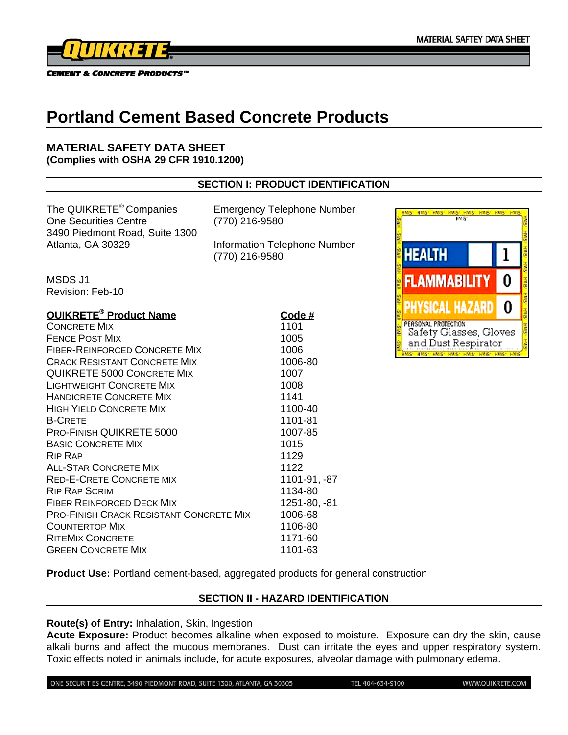MATERIAL SAFTEY DATA SHEET

QUIKRETE®

CEMENT & CONCRETE PRODUCTS™

# Portland Cement Based Concrete Products

**MATERIAL SAFETY DATA SHEET**
**(Complies with OSHA 29 CFR 1910.1200)**

## SECTION I: PRODUCT IDENTIFICATION

The QUIKRETE® Companies
One Securities Centre
3490 Piedmont Road, Suite 1300
Atlanta, GA 30329

Emergency Telephone Number
(770) 216-9580

Information Telephone Number
(770) 216-9580

| HMIS | |
|---|---|
| HEALTH | 1 |
| FLAMMABILITY | 0 |
| PHYSICAL HAZARD | 0 |
| PERSONAL PROTECTION: Safety Glasses, Gloves and Dust Respirator | |

MSDS J1
Revision: Feb-10

| QUIKRETE® Product Name | Code # |
|---|---|
| Concrete Mix | 1101 |
| Fence Post Mix | 1005 |
| Fiber-Reinforced Concrete Mix | 1006 |
| Crack Resistant Concrete Mix | 1006-80 |
| QUIKRETE 5000 Concrete Mix | 1007 |
| Lightweight Concrete Mix | 1008 |
| Handicrete Concrete Mix | 1141 |
| High Yield Concrete Mix | 1100-40 |
| B-Crete | 1101-81 |
| Pro-Finish QUIKRETE 5000 | 1007-85 |
| Basic Concrete Mix | 1015 |
| Rip Rap | 1129 |
| All-Star Concrete Mix | 1122 |
| Red-E-Crete Concrete mix | 1101-91, -87 |
| Rip Rap Scrim | 1134-80 |
| Fiber Reinforced Deck Mix | 1251-80, -81 |
| Pro-Finish Crack Resistant Concrete Mix | 1006-68 |
| Countertop Mix | 1106-80 |
| RiteMix Concrete | 1171-60 |
| Green Concrete Mix | 1101-63 |

**Product Use:** Portland cement-based, aggregated products for general construction

## SECTION II - HAZARD IDENTIFICATION

**Route(s) of Entry:** Inhalation, Skin, Ingestion

**Acute Exposure:** Product becomes alkaline when exposed to moisture. Exposure can dry the skin, cause alkali burns and affect the mucous membranes. Dust can irritate the eyes and upper respiratory system. Toxic effects noted in animals include, for acute exposures, alveolar damage with pulmonary edema.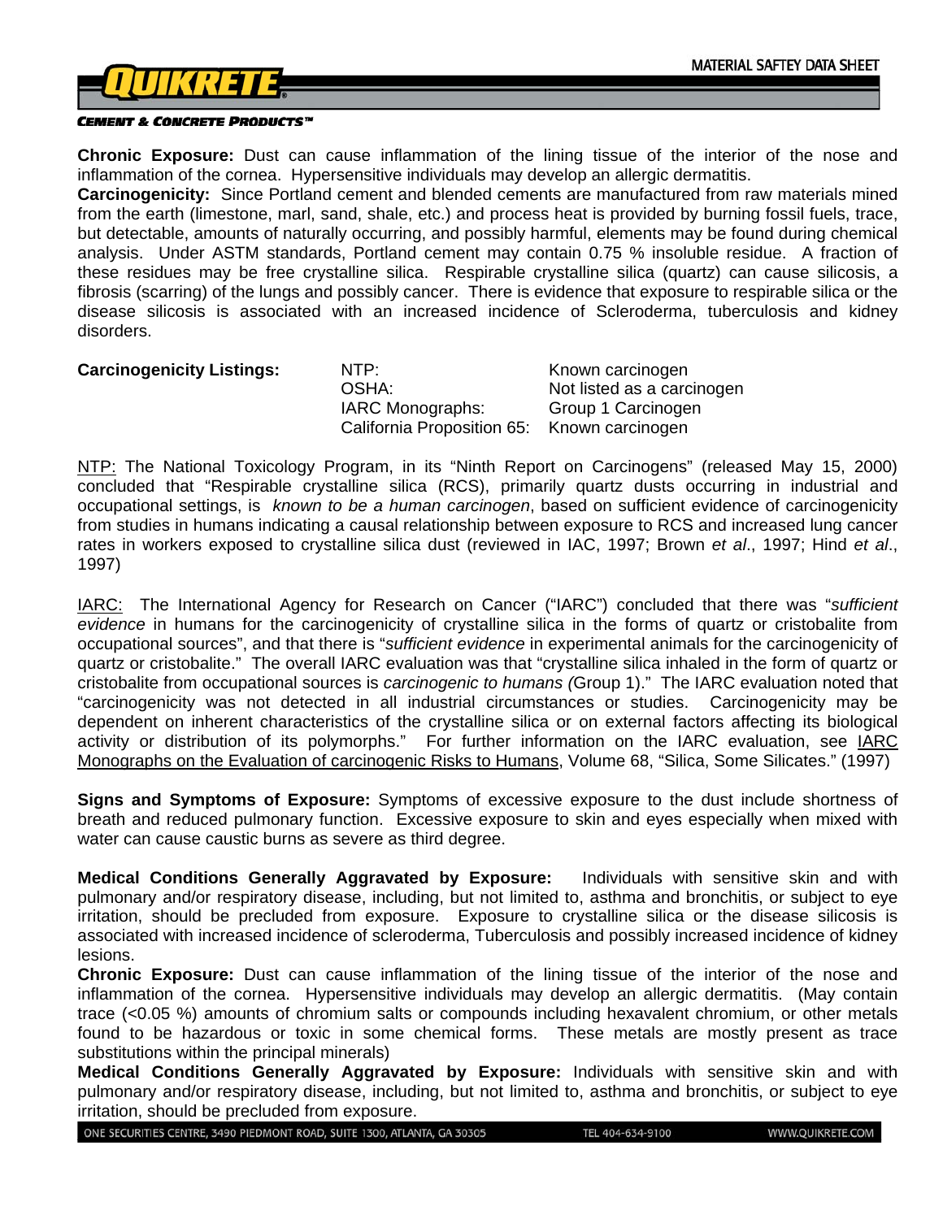**Chronic Exposure:** Dust can cause inflammation of the lining tissue of the interior of the nose and inflammation of the cornea. Hypersensitive individuals may develop an allergic dermatitis.

**Carcinogenicity:** Since Portland cement and blended cements are manufactured from raw materials mined from the earth (limestone, marl, sand, shale, etc.) and process heat is provided by burning fossil fuels, trace, but detectable, amounts of naturally occurring, and possibly harmful, elements may be found during chemical analysis. Under ASTM standards, Portland cement may contain 0.75 % insoluble residue. A fraction of these residues may be free crystalline silica. Respirable crystalline silica (quartz) can cause silicosis, a fibrosis (scarring) of the lungs and possibly cancer. There is evidence that exposure to respirable silica or the disease silicosis is associated with an increased incidence of Scleroderma, tuberculosis and kidney disorders.

| | | |
|---|---|---|
| **Carcinogenicity Listings:** | NTP: | Known carcinogen |
| | OSHA: | Not listed as a carcinogen |
| | IARC Monographs: | Group 1 Carcinogen |
| | California Proposition 65: | Known carcinogen |

NTP: The National Toxicology Program, in its "Ninth Report on Carcinogens" (released May 15, 2000) concluded that "Respirable crystalline silica (RCS), primarily quartz dusts occurring in industrial and occupational settings, is *known to be a human carcinogen*, based on sufficient evidence of carcinogenicity from studies in humans indicating a causal relationship between exposure to RCS and increased lung cancer rates in workers exposed to crystalline silica dust (reviewed in IAC, 1997; Brown *et al*., 1997; Hind *et al*., 1997)

IARC: The International Agency for Research on Cancer ("IARC") concluded that there was "*sufficient evidence* in humans for the carcinogenicity of crystalline silica in the forms of quartz or cristobalite from occupational sources", and that there is "*sufficient evidence* in experimental animals for the carcinogenicity of quartz or cristobalite." The overall IARC evaluation was that "crystalline silica inhaled in the form of quartz or cristobalite from occupational sources is *carcinogenic to humans (*Group 1)." The IARC evaluation noted that "carcinogenicity was not detected in all industrial circumstances or studies. Carcinogenicity may be dependent on inherent characteristics of the crystalline silica or on external factors affecting its biological activity or distribution of its polymorphs." For further information on the IARC evaluation, see IARC Monographs on the Evaluation of carcinogenic Risks to Humans, Volume 68, "Silica, Some Silicates." (1997)

**Signs and Symptoms of Exposure:** Symptoms of excessive exposure to the dust include shortness of breath and reduced pulmonary function. Excessive exposure to skin and eyes especially when mixed with water can cause caustic burns as severe as third degree.

**Medical Conditions Generally Aggravated by Exposure:** Individuals with sensitive skin and with pulmonary and/or respiratory disease, including, but not limited to, asthma and bronchitis, or subject to eye irritation, should be precluded from exposure. Exposure to crystalline silica or the disease silicosis is associated with increased incidence of scleroderma, Tuberculosis and possibly increased incidence of kidney lesions.

**Chronic Exposure:** Dust can cause inflammation of the lining tissue of the interior of the nose and inflammation of the cornea. Hypersensitive individuals may develop an allergic dermatitis. (May contain trace (<0.05 %) amounts of chromium salts or compounds including hexavalent chromium, or other metals found to be hazardous or toxic in some chemical forms. These metals are mostly present as trace substitutions within the principal minerals)

**Medical Conditions Generally Aggravated by Exposure:** Individuals with sensitive skin and with pulmonary and/or respiratory disease, including, but not limited to, asthma and bronchitis, or subject to eye irritation, should be precluded from exposure.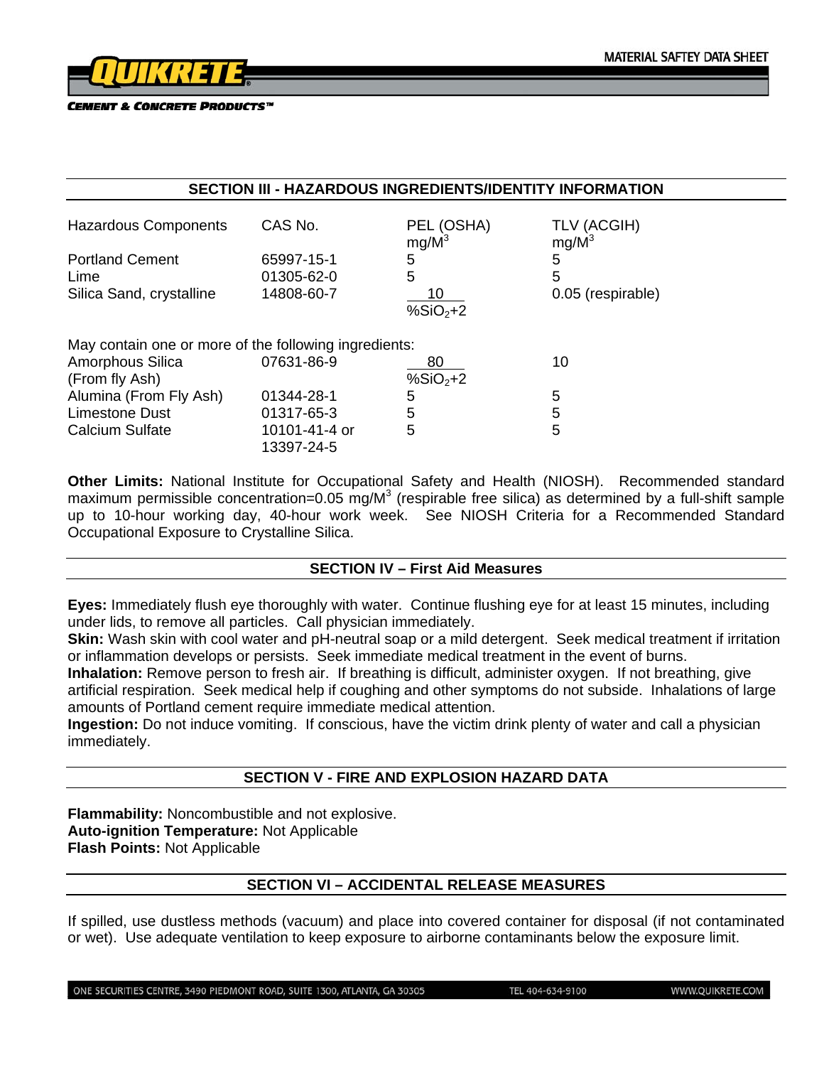## SECTION III - HAZARDOUS INGREDIENTS/IDENTITY INFORMATION

| Hazardous Components | CAS No. | PEL (OSHA) mg/M[3] | TLV (ACGIH) mg/M[3] |
|---|---|---|---|
| Portland Cement | 65997-15-1 | 5 | 5 |
| Lime | 01305-62-0 | 5 | 5 |
| Silica Sand, crystalline | 14808-60-7 | $\frac{10}{\%SiO_2+2}$ | 0.05 (respirable) |
| May contain one or more of the following ingredients: | | | |
| Amorphous Silica (From fly Ash) | 07631-86-9 | $\frac{80}{\%SiO_2+2}$ | 10 |
| Alumina (From Fly Ash) | 01344-28-1 | 5 | 5 |
| Limestone Dust | 01317-65-3 | 5 | 5 |
| Calcium Sulfate | 10101-41-4 or 13397-24-5 | 5 | 5 |

**Other Limits:** National Institute for Occupational Safety and Health (NIOSH). Recommended standard maximum permissible concentration=0.05 mg/$M^3$ (respirable free silica) as determined by a full-shift sample up to 10-hour working day, 40-hour work week. See NIOSH Criteria for a Recommended Standard Occupational Exposure to Crystalline Silica.

## SECTION IV – First Aid Measures

**Eyes:** Immediately flush eye thoroughly with water. Continue flushing eye for at least 15 minutes, including under lids, to remove all particles. Call physician immediately.
**Skin:** Wash skin with cool water and pH-neutral soap or a mild detergent. Seek medical treatment if irritation or inflammation develops or persists. Seek immediate medical treatment in the event of burns.
**Inhalation:** Remove person to fresh air. If breathing is difficult, administer oxygen. If not breathing, give artificial respiration. Seek medical help if coughing and other symptoms do not subside. Inhalations of large amounts of Portland cement require immediate medical attention.
**Ingestion:** Do not induce vomiting. If conscious, have the victim drink plenty of water and call a physician immediately.

## SECTION V - FIRE AND EXPLOSION HAZARD DATA

**Flammability:** Noncombustible and not explosive.
**Auto-ignition Temperature:** Not Applicable
**Flash Points:** Not Applicable

## SECTION VI – ACCIDENTAL RELEASE MEASURES

If spilled, use dustless methods (vacuum) and place into covered container for disposal (if not contaminated or wet). Use adequate ventilation to keep exposure to airborne contaminants below the exposure limit.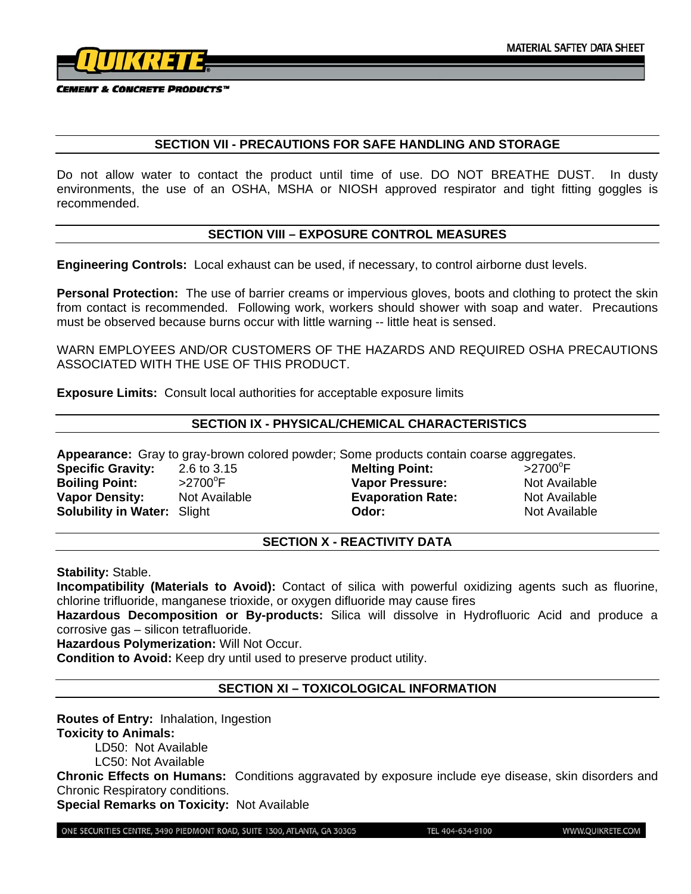## SECTION VII - PRECAUTIONS FOR SAFE HANDLING AND STORAGE

Do not allow water to contact the product until time of use. DO NOT BREATHE DUST. In dusty environments, the use of an OSHA, MSHA or NIOSH approved respirator and tight fitting goggles is recommended.

## SECTION VIII – EXPOSURE CONTROL MEASURES

**Engineering Controls:** Local exhaust can be used, if necessary, to control airborne dust levels.

**Personal Protection:** The use of barrier creams or impervious gloves, boots and clothing to protect the skin from contact is recommended. Following work, workers should shower with soap and water. Precautions must be observed because burns occur with little warning -- little heat is sensed.

WARN EMPLOYEES AND/OR CUSTOMERS OF THE HAZARDS AND REQUIRED OSHA PRECAUTIONS ASSOCIATED WITH THE USE OF THIS PRODUCT.

**Exposure Limits:** Consult local authorities for acceptable exposure limits

## SECTION IX - PHYSICAL/CHEMICAL CHARACTERISTICS

**Appearance:** Gray to gray-brown colored powder; Some products contain coarse aggregates.

| | | | |
|---|---|---|---|
| **Specific Gravity:** | 2.6 to 3.15 | **Melting Point:** | >2700°F |
| **Boiling Point:** | >2700°F | **Vapor Pressure:** | Not Available |
| **Vapor Density:** | Not Available | **Evaporation Rate:** | Not Available |
| **Solubility in Water:** | Slight | **Odor:** | Not Available |

## SECTION X - REACTIVITY DATA

**Stability:** Stable.
**Incompatibility (Materials to Avoid):** Contact of silica with powerful oxidizing agents such as fluorine, chlorine trifluoride, manganese trioxide, or oxygen difluoride may cause fires
**Hazardous Decomposition or By-products:** Silica will dissolve in Hydrofluoric Acid and produce a corrosive gas – silicon tetrafluoride.
**Hazardous Polymerization:** Will Not Occur.
**Condition to Avoid:** Keep dry until used to preserve product utility.

## SECTION XI – TOXICOLOGICAL INFORMATION

**Routes of Entry:** Inhalation, Ingestion
**Toxicity to Animals:**
LD50: Not Available
LC50: Not Available
**Chronic Effects on Humans:** Conditions aggravated by exposure include eye disease, skin disorders and Chronic Respiratory conditions.
**Special Remarks on Toxicity:** Not Available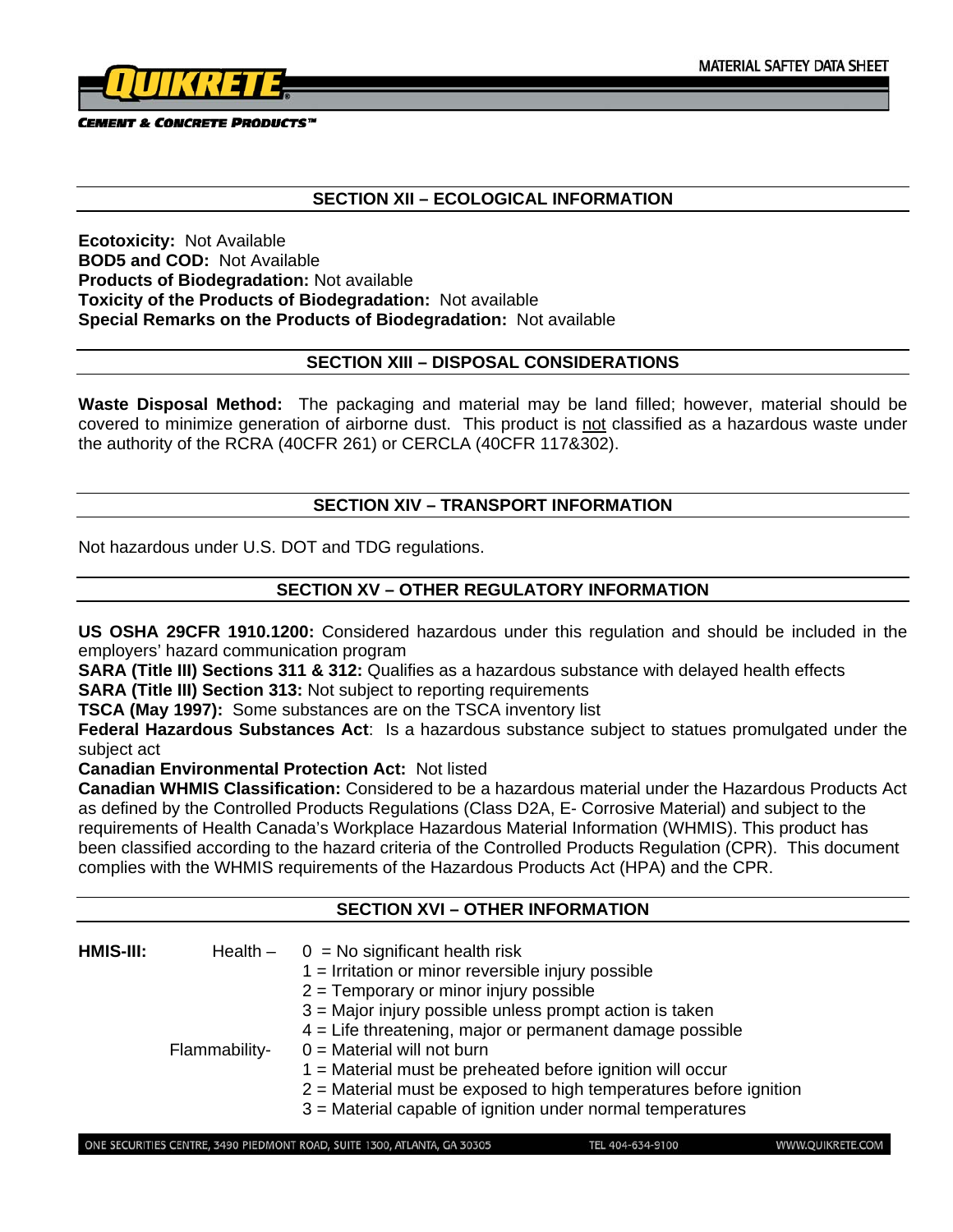## SECTION XII – ECOLOGICAL INFORMATION

**Ecotoxicity:** Not Available
**BOD5 and COD:** Not Available
**Products of Biodegradation:** Not available
**Toxicity of the Products of Biodegradation:** Not available
**Special Remarks on the Products of Biodegradation:** Not available

## SECTION XIII – DISPOSAL CONSIDERATIONS

**Waste Disposal Method:** The packaging and material may be land filled; however, material should be covered to minimize generation of airborne dust. This product is not classified as a hazardous waste under the authority of the RCRA (40CFR 261) or CERCLA (40CFR 117&302).

## SECTION XIV – TRANSPORT INFORMATION

Not hazardous under U.S. DOT and TDG regulations.

## SECTION XV – OTHER REGULATORY INFORMATION

**US OSHA 29CFR 1910.1200:** Considered hazardous under this regulation and should be included in the employers' hazard communication program
**SARA (Title III) Sections 311 & 312:** Qualifies as a hazardous substance with delayed health effects
**SARA (Title III) Section 313:** Not subject to reporting requirements
**TSCA (May 1997):** Some substances are on the TSCA inventory list
**Federal Hazardous Substances Act**: Is a hazardous substance subject to statues promulgated under the subject act
**Canadian Environmental Protection Act:** Not listed
**Canadian WHMIS Classification:** Considered to be a hazardous material under the Hazardous Products Act as defined by the Controlled Products Regulations (Class D2A, E- Corrosive Material) and subject to the requirements of Health Canada's Workplace Hazardous Material Information (WHMIS). This product has been classified according to the hazard criteria of the Controlled Products Regulation (CPR). This document complies with the WHMIS requirements of the Hazardous Products Act (HPA) and the CPR.

## SECTION XVI – OTHER INFORMATION

**HMIS-III:**

Health –
- 0 = No significant health risk
- 1 = Irritation or minor reversible injury possible
- 2 = Temporary or minor injury possible
- 3 = Major injury possible unless prompt action is taken
- 4 = Life threatening, major or permanent damage possible

Flammability-
- 0 = Material will not burn
- 1 = Material must be preheated before ignition will occur
- 2 = Material must be exposed to high temperatures before ignition
- 3 = Material capable of ignition under normal temperatures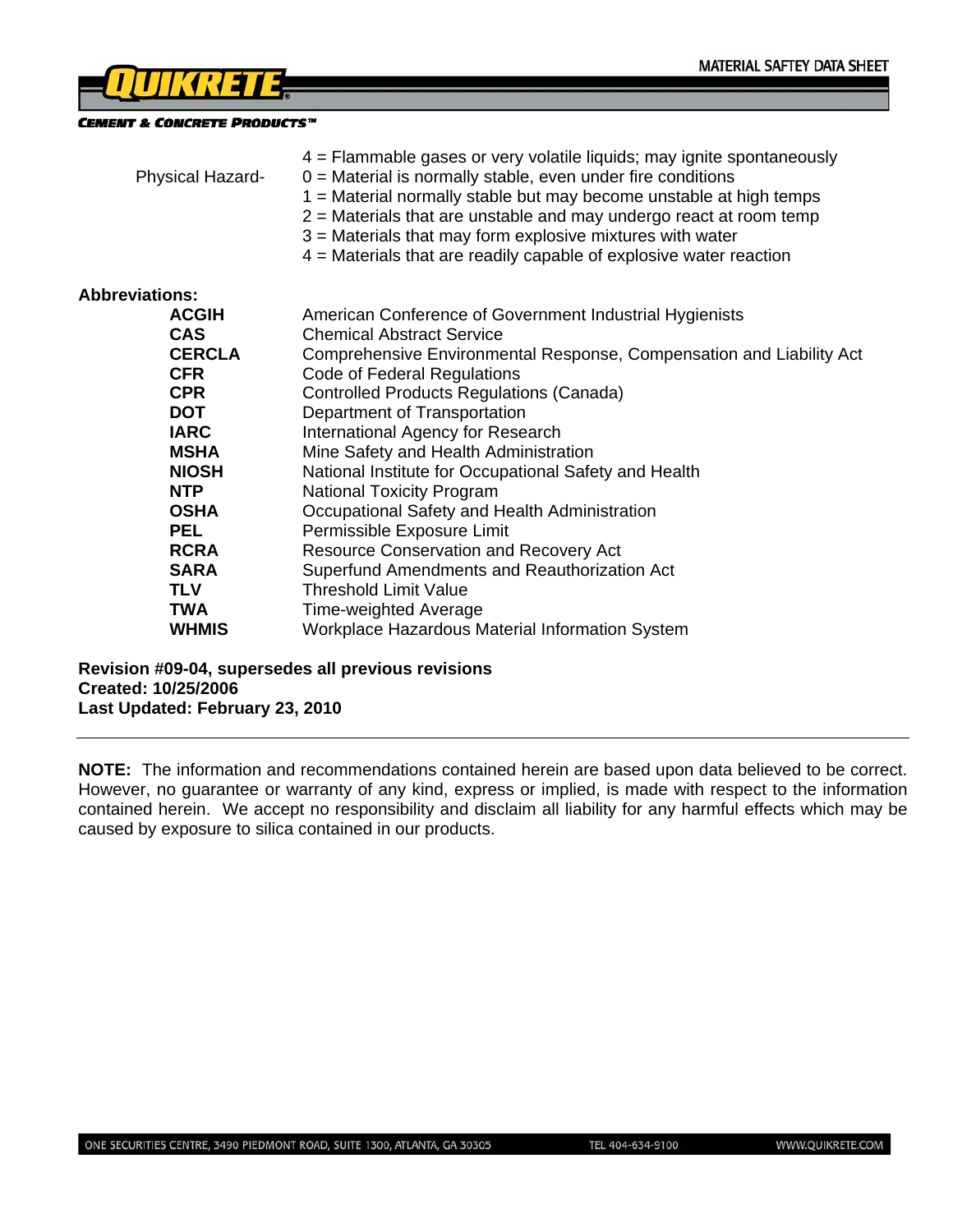| | |
|---|---|
| | 4 = Flammable gases or very volatile liquids; may ignite spontaneously |
| Physical Hazard- | 0 = Material is normally stable, even under fire conditions |
| | 1 = Material normally stable but may become unstable at high temps |
| | 2 = Materials that are unstable and may undergo react at room temp |
| | 3 = Materials that may form explosive mixtures with water |
| | 4 = Materials that are readily capable of explosive water reaction |

**Abbreviations:**

| | |
|---|---|
| **ACGIH** | American Conference of Government Industrial Hygienists |
| **CAS** | Chemical Abstract Service |
| **CERCLA** | Comprehensive Environmental Response, Compensation and Liability Act |
| **CFR** | Code of Federal Regulations |
| **CPR** | Controlled Products Regulations (Canada) |
| **DOT** | Department of Transportation |
| **IARC** | International Agency for Research |
| **MSHA** | Mine Safety and Health Administration |
| **NIOSH** | National Institute for Occupational Safety and Health |
| **NTP** | National Toxicity Program |
| **OSHA** | Occupational Safety and Health Administration |
| **PEL** | Permissible Exposure Limit |
| **RCRA** | Resource Conservation and Recovery Act |
| **SARA** | Superfund Amendments and Reauthorization Act |
| **TLV** | Threshold Limit Value |
| **TWA** | Time-weighted Average |
| **WHMIS** | Workplace Hazardous Material Information System |

**Revision #09-04, supersedes all previous revisions**
**Created: 10/25/2006**
**Last Updated: February 23, 2010**

---

**NOTE:** The information and recommendations contained herein are based upon data believed to be correct. However, no guarantee or warranty of any kind, express or implied, is made with respect to the information contained herein. We accept no responsibility and disclaim all liability for any harmful effects which may be caused by exposure to silica contained in our products.